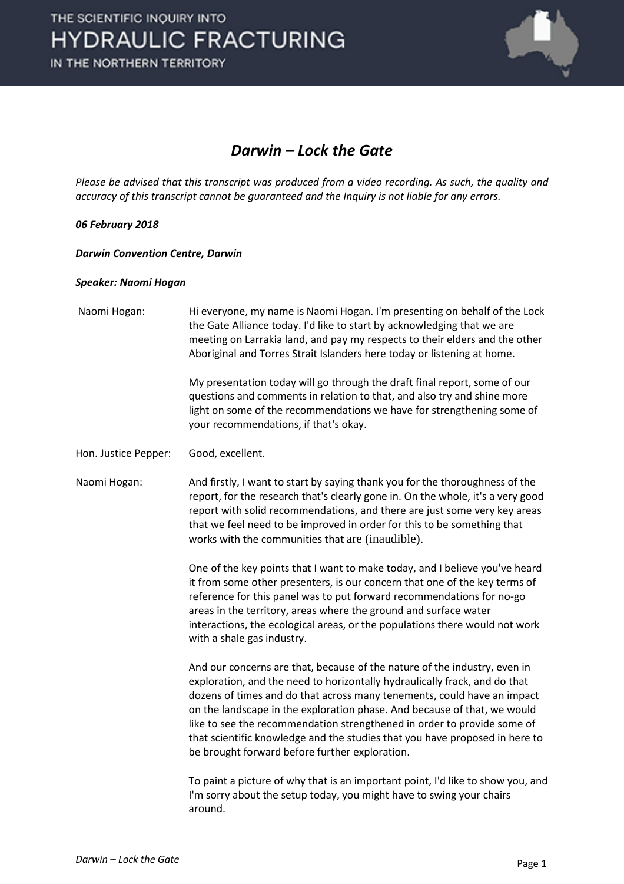# Darwin – Lock the Gate

*Please be advised that this transcript was produced from a video recording. As such, the quality and accuracy of this transcript cannot be guaranteed and the Inquiry is not liable for any errors.*

***06 February 2018***

***Darwin Convention Centre, Darwin***

***Speaker: Naomi Hogan***

| | |
|---|---|
| Naomi Hogan: | Hi everyone, my name is Naomi Hogan. I'm presenting on behalf of the Lock the Gate Alliance today. I'd like to start by acknowledging that we are meeting on Larrakia land, and pay my respects to their elders and the other Aboriginal and Torres Strait Islanders here today or listening at home.<br><br>My presentation today will go through the draft final report, some of our questions and comments in relation to that, and also try and shine more light on some of the recommendations we have for strengthening some of your recommendations, if that's okay. |
| Hon. Justice Pepper: | Good, excellent. |
| Naomi Hogan: | And firstly, I want to start by saying thank you for the thoroughness of the report, for the research that's clearly gone in. On the whole, it's a very good report with solid recommendations, and there are just some very key areas that we feel need to be improved in order for this to be something that works with the communities that are (inaudible).<br><br>One of the key points that I want to make today, and I believe you've heard it from some other presenters, is our concern that one of the key terms of reference for this panel was to put forward recommendations for no-go areas in the territory, areas where the ground and surface water interactions, the ecological areas, or the populations there would not work with a shale gas industry.<br><br>And our concerns are that, because of the nature of the industry, even in exploration, and the need to horizontally hydraulically frack, and do that dozens of times and do that across many tenements, could have an impact on the landscape in the exploration phase. And because of that, we would like to see the recommendation strengthened in order to provide some of that scientific knowledge and the studies that you have proposed in here to be brought forward before further exploration.<br><br>To paint a picture of why that is an important point, I'd like to show you, and I'm sorry about the setup today, you might have to swing your chairs around. |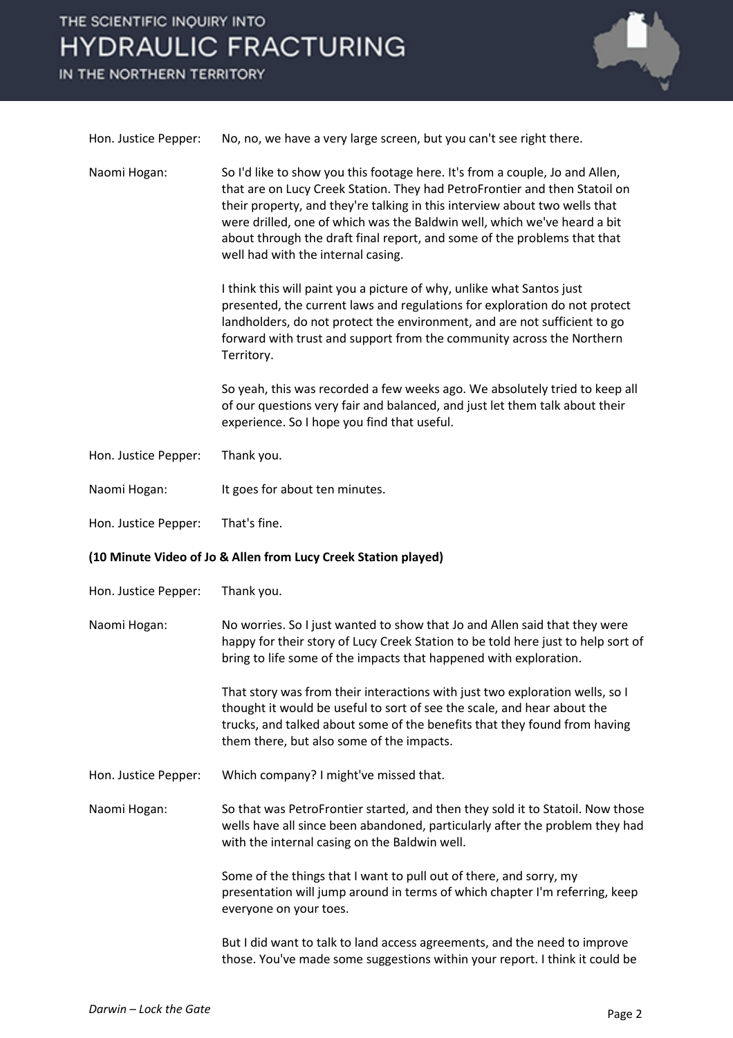Hon. Justice Pepper: No, no, we have a very large screen, but you can't see right there.

Naomi Hogan: So I'd like to show you this footage here. It's from a couple, Jo and Allen, that are on Lucy Creek Station. They had PetroFrontier and then Statoil on their property, and they're talking in this interview about two wells that were drilled, one of which was the Baldwin well, which we've heard a bit about through the draft final report, and some of the problems that that well had with the internal casing.

I think this will paint you a picture of why, unlike what Santos just presented, the current laws and regulations for exploration do not protect landholders, do not protect the environment, and are not sufficient to go forward with trust and support from the community across the Northern Territory.

So yeah, this was recorded a few weeks ago. We absolutely tried to keep all of our questions very fair and balanced, and just let them talk about their experience. So I hope you find that useful.

Hon. Justice Pepper: Thank you.

Naomi Hogan: It goes for about ten minutes.

Hon. Justice Pepper: That's fine.

**(10 Minute Video of Jo & Allen from Lucy Creek Station played)**

Hon. Justice Pepper: Thank you.

Naomi Hogan: No worries. So I just wanted to show that Jo and Allen said that they were happy for their story of Lucy Creek Station to be told here just to help sort of bring to life some of the impacts that happened with exploration.

That story was from their interactions with just two exploration wells, so I thought it would be useful to sort of see the scale, and hear about the trucks, and talked about some of the benefits that they found from having them there, but also some of the impacts.

Hon. Justice Pepper: Which company? I might've missed that.

Naomi Hogan: So that was PetroFrontier started, and then they sold it to Statoil. Now those wells have all since been abandoned, particularly after the problem they had with the internal casing on the Baldwin well.

Some of the things that I want to pull out of there, and sorry, my presentation will jump around in terms of which chapter I'm referring, keep everyone on your toes.

But I did want to talk to land access agreements, and the need to improve those. You've made some suggestions within your report. I think it could be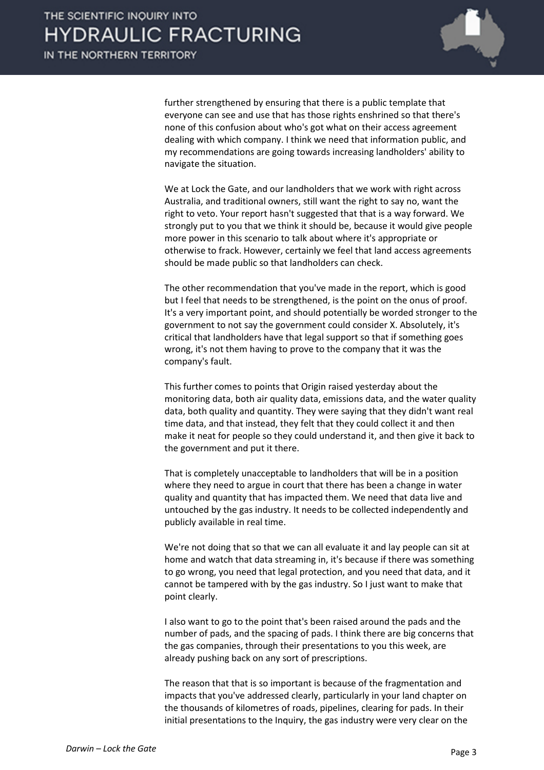further strengthened by ensuring that there is a public template that everyone can see and use that has those rights enshrined so that there's none of this confusion about who's got what on their access agreement dealing with which company. I think we need that information public, and my recommendations are going towards increasing landholders' ability to navigate the situation.

We at Lock the Gate, and our landholders that we work with right across Australia, and traditional owners, still want the right to say no, want the right to veto. Your report hasn't suggested that that is a way forward. We strongly put to you that we think it should be, because it would give people more power in this scenario to talk about where it's appropriate or otherwise to frack. However, certainly we feel that land access agreements should be made public so that landholders can check.

The other recommendation that you've made in the report, which is good but I feel that needs to be strengthened, is the point on the onus of proof. It's a very important point, and should potentially be worded stronger to the government to not say the government could consider X. Absolutely, it's critical that landholders have that legal support so that if something goes wrong, it's not them having to prove to the company that it was the company's fault.

This further comes to points that Origin raised yesterday about the monitoring data, both air quality data, emissions data, and the water quality data, both quality and quantity. They were saying that they didn't want real time data, and that instead, they felt that they could collect it and then make it neat for people so they could understand it, and then give it back to the government and put it there.

That is completely unacceptable to landholders that will be in a position where they need to argue in court that there has been a change in water quality and quantity that has impacted them. We need that data live and untouched by the gas industry. It needs to be collected independently and publicly available in real time.

We're not doing that so that we can all evaluate it and lay people can sit at home and watch that data streaming in, it's because if there was something to go wrong, you need that legal protection, and you need that data, and it cannot be tampered with by the gas industry. So I just want to make that point clearly.

I also want to go to the point that's been raised around the pads and the number of pads, and the spacing of pads. I think there are big concerns that the gas companies, through their presentations to you this week, are already pushing back on any sort of prescriptions.

The reason that that is so important is because of the fragmentation and impacts that you've addressed clearly, particularly in your land chapter on the thousands of kilometres of roads, pipelines, clearing for pads. In their initial presentations to the Inquiry, the gas industry were very clear on the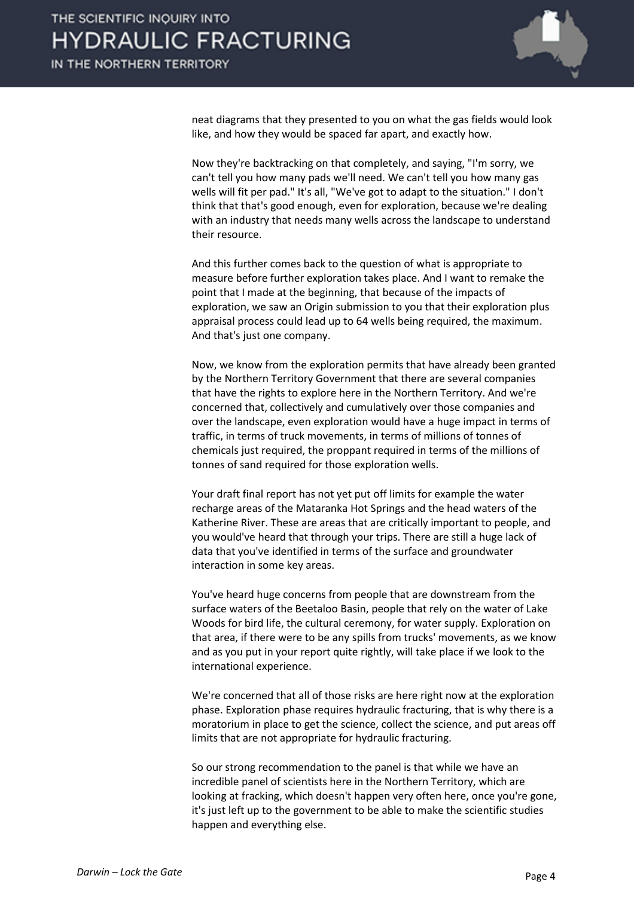neat diagrams that they presented to you on what the gas fields would look like, and how they would be spaced far apart, and exactly how.

Now they're backtracking on that completely, and saying, "I'm sorry, we can't tell you how many pads we'll need. We can't tell you how many gas wells will fit per pad." It's all, "We've got to adapt to the situation." I don't think that that's good enough, even for exploration, because we're dealing with an industry that needs many wells across the landscape to understand their resource.

And this further comes back to the question of what is appropriate to measure before further exploration takes place. And I want to remake the point that I made at the beginning, that because of the impacts of exploration, we saw an Origin submission to you that their exploration plus appraisal process could lead up to 64 wells being required, the maximum. And that's just one company.

Now, we know from the exploration permits that have already been granted by the Northern Territory Government that there are several companies that have the rights to explore here in the Northern Territory. And we're concerned that, collectively and cumulatively over those companies and over the landscape, even exploration would have a huge impact in terms of traffic, in terms of truck movements, in terms of millions of tonnes of chemicals just required, the proppant required in terms of the millions of tonnes of sand required for those exploration wells.

Your draft final report has not yet put off limits for example the water recharge areas of the Mataranka Hot Springs and the head waters of the Katherine River. These are areas that are critically important to people, and you would've heard that through your trips. There are still a huge lack of data that you've identified in terms of the surface and groundwater interaction in some key areas.

You've heard huge concerns from people that are downstream from the surface waters of the Beetaloo Basin, people that rely on the water of Lake Woods for bird life, the cultural ceremony, for water supply. Exploration on that area, if there were to be any spills from trucks' movements, as we know and as you put in your report quite rightly, will take place if we look to the international experience.

We're concerned that all of those risks are here right now at the exploration phase. Exploration phase requires hydraulic fracturing, that is why there is a moratorium in place to get the science, collect the science, and put areas off limits that are not appropriate for hydraulic fracturing.

So our strong recommendation to the panel is that while we have an incredible panel of scientists here in the Northern Territory, which are looking at fracking, which doesn't happen very often here, once you're gone, it's just left up to the government to be able to make the scientific studies happen and everything else.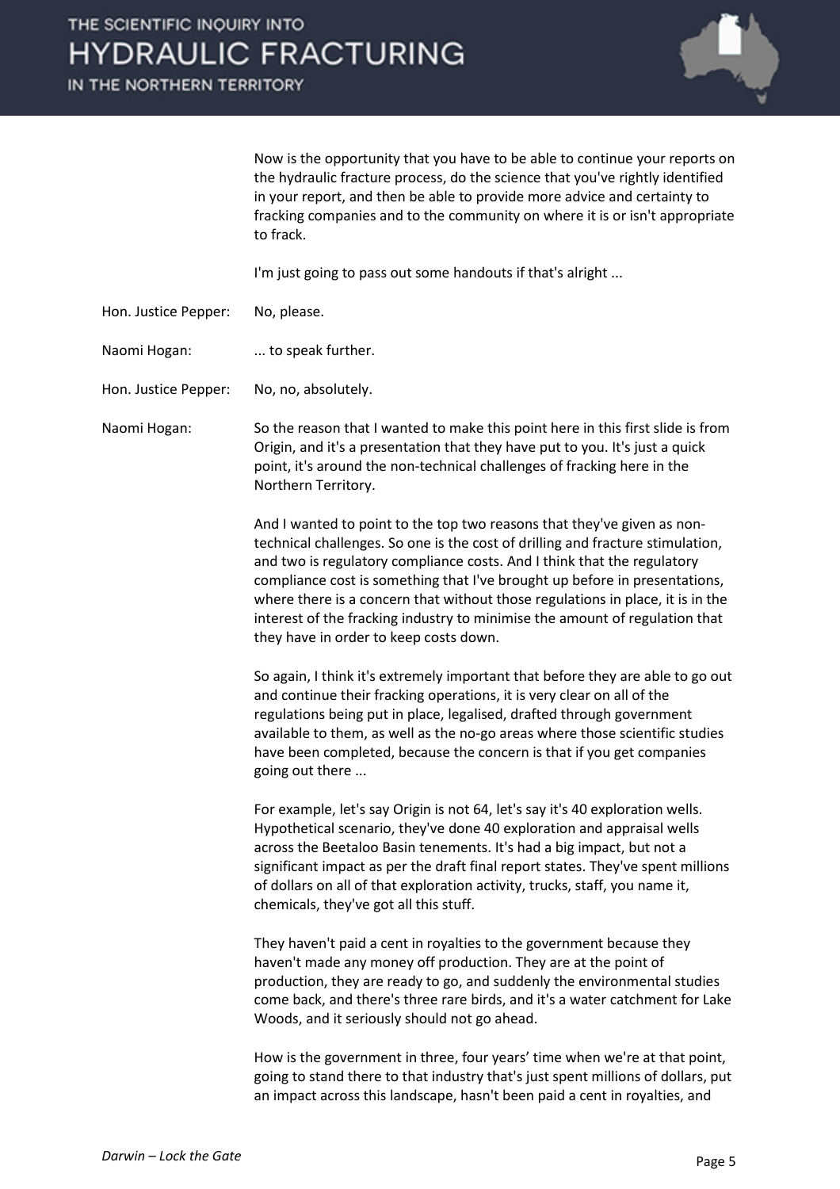Now is the opportunity that you have to be able to continue your reports on the hydraulic fracture process, do the science that you've rightly identified in your report, and then be able to provide more advice and certainty to fracking companies and to the community on where it is or isn't appropriate to frack.

I'm just going to pass out some handouts if that's alright ...

**Hon. Justice Pepper:** No, please.

**Naomi Hogan:** ... to speak further.

**Hon. Justice Pepper:** No, no, absolutely.

**Naomi Hogan:** So the reason that I wanted to make this point here in this first slide is from Origin, and it's a presentation that they have put to you. It's just a quick point, it's around the non-technical challenges of fracking here in the Northern Territory.

And I wanted to point to the top two reasons that they've given as non-technical challenges. So one is the cost of drilling and fracture stimulation, and two is regulatory compliance costs. And I think that the regulatory compliance cost is something that I've brought up before in presentations, where there is a concern that without those regulations in place, it is in the interest of the fracking industry to minimise the amount of regulation that they have in order to keep costs down.

So again, I think it's extremely important that before they are able to go out and continue their fracking operations, it is very clear on all of the regulations being put in place, legalised, drafted through government available to them, as well as the no-go areas where those scientific studies have been completed, because the concern is that if you get companies going out there ...

For example, let's say Origin is not 64, let's say it's 40 exploration wells. Hypothetical scenario, they've done 40 exploration and appraisal wells across the Beetaloo Basin tenements. It's had a big impact, but not a significant impact as per the draft final report states. They've spent millions of dollars on all of that exploration activity, trucks, staff, you name it, chemicals, they've got all this stuff.

They haven't paid a cent in royalties to the government because they haven't made any money off production. They are at the point of production, they are ready to go, and suddenly the environmental studies come back, and there's three rare birds, and it's a water catchment for Lake Woods, and it seriously should not go ahead.

How is the government in three, four years' time when we're at that point, going to stand there to that industry that's just spent millions of dollars, put an impact across this landscape, hasn't been paid a cent in royalties, and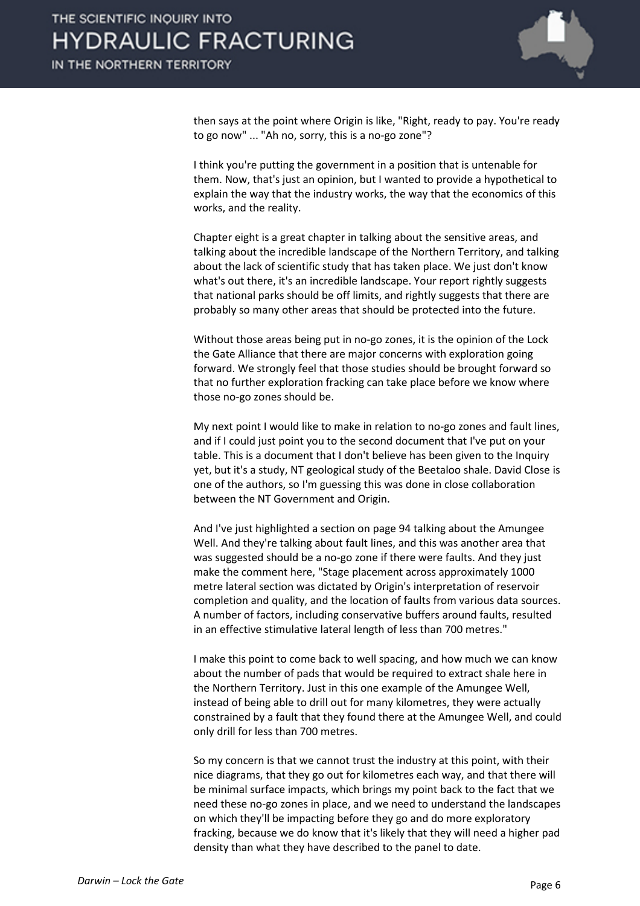then says at the point where Origin is like, "Right, ready to pay. You're ready to go now" ... "Ah no, sorry, this is a no-go zone"?

I think you're putting the government in a position that is untenable for them. Now, that's just an opinion, but I wanted to provide a hypothetical to explain the way that the industry works, the way that the economics of this works, and the reality.

Chapter eight is a great chapter in talking about the sensitive areas, and talking about the incredible landscape of the Northern Territory, and talking about the lack of scientific study that has taken place. We just don't know what's out there, it's an incredible landscape. Your report rightly suggests that national parks should be off limits, and rightly suggests that there are probably so many other areas that should be protected into the future.

Without those areas being put in no-go zones, it is the opinion of the Lock the Gate Alliance that there are major concerns with exploration going forward. We strongly feel that those studies should be brought forward so that no further exploration fracking can take place before we know where those no-go zones should be.

My next point I would like to make in relation to no-go zones and fault lines, and if I could just point you to the second document that I've put on your table. This is a document that I don't believe has been given to the Inquiry yet, but it's a study, NT geological study of the Beetaloo shale. David Close is one of the authors, so I'm guessing this was done in close collaboration between the NT Government and Origin.

And I've just highlighted a section on page 94 talking about the Amungee Well. And they're talking about fault lines, and this was another area that was suggested should be a no-go zone if there were faults. And they just make the comment here, "Stage placement across approximately 1000 metre lateral section was dictated by Origin's interpretation of reservoir completion and quality, and the location of faults from various data sources. A number of factors, including conservative buffers around faults, resulted in an effective stimulative lateral length of less than 700 metres."

I make this point to come back to well spacing, and how much we can know about the number of pads that would be required to extract shale here in the Northern Territory. Just in this one example of the Amungee Well, instead of being able to drill out for many kilometres, they were actually constrained by a fault that they found there at the Amungee Well, and could only drill for less than 700 metres.

So my concern is that we cannot trust the industry at this point, with their nice diagrams, that they go out for kilometres each way, and that there will be minimal surface impacts, which brings my point back to the fact that we need these no-go zones in place, and we need to understand the landscapes on which they'll be impacting before they go and do more exploratory fracking, because we do know that it's likely that they will need a higher pad density than what they have described to the panel to date.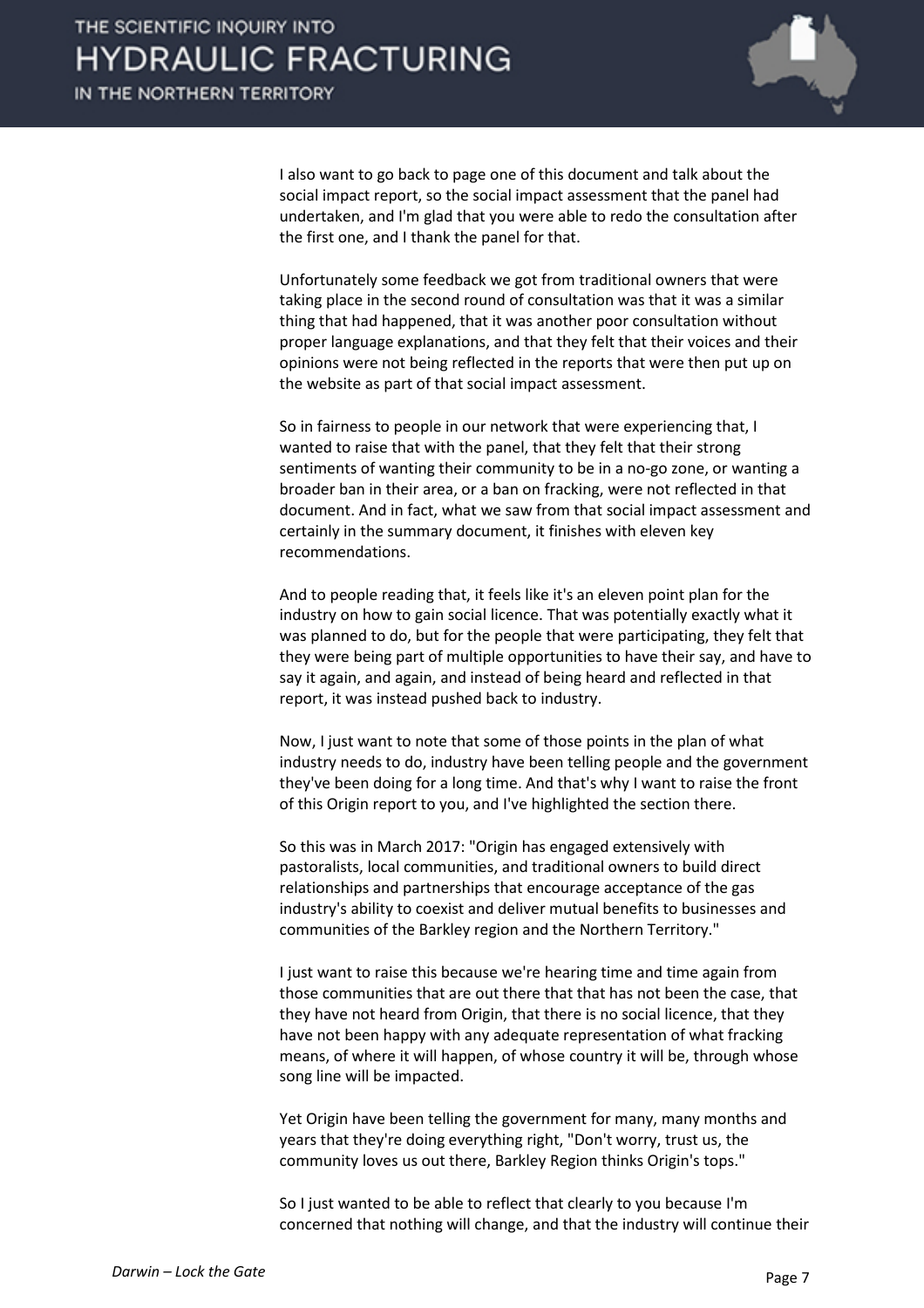I also want to go back to page one of this document and talk about the social impact report, so the social impact assessment that the panel had undertaken, and I'm glad that you were able to redo the consultation after the first one, and I thank the panel for that.

Unfortunately some feedback we got from traditional owners that were taking place in the second round of consultation was that it was a similar thing that had happened, that it was another poor consultation without proper language explanations, and that they felt that their voices and their opinions were not being reflected in the reports that were then put up on the website as part of that social impact assessment.

So in fairness to people in our network that were experiencing that, I wanted to raise that with the panel, that they felt that their strong sentiments of wanting their community to be in a no-go zone, or wanting a broader ban in their area, or a ban on fracking, were not reflected in that document. And in fact, what we saw from that social impact assessment and certainly in the summary document, it finishes with eleven key recommendations.

And to people reading that, it feels like it's an eleven point plan for the industry on how to gain social licence. That was potentially exactly what it was planned to do, but for the people that were participating, they felt that they were being part of multiple opportunities to have their say, and have to say it again, and again, and instead of being heard and reflected in that report, it was instead pushed back to industry.

Now, I just want to note that some of those points in the plan of what industry needs to do, industry have been telling people and the government they've been doing for a long time. And that's why I want to raise the front of this Origin report to you, and I've highlighted the section there.

So this was in March 2017: "Origin has engaged extensively with pastoralists, local communities, and traditional owners to build direct relationships and partnerships that encourage acceptance of the gas industry's ability to coexist and deliver mutual benefits to businesses and communities of the Barkley region and the Northern Territory."

I just want to raise this because we're hearing time and time again from those communities that are out there that that has not been the case, that they have not heard from Origin, that there is no social licence, that they have not been happy with any adequate representation of what fracking means, of where it will happen, of whose country it will be, through whose song line will be impacted.

Yet Origin have been telling the government for many, many months and years that they're doing everything right, "Don't worry, trust us, the community loves us out there, Barkley Region thinks Origin's tops."

So I just wanted to be able to reflect that clearly to you because I'm concerned that nothing will change, and that the industry will continue their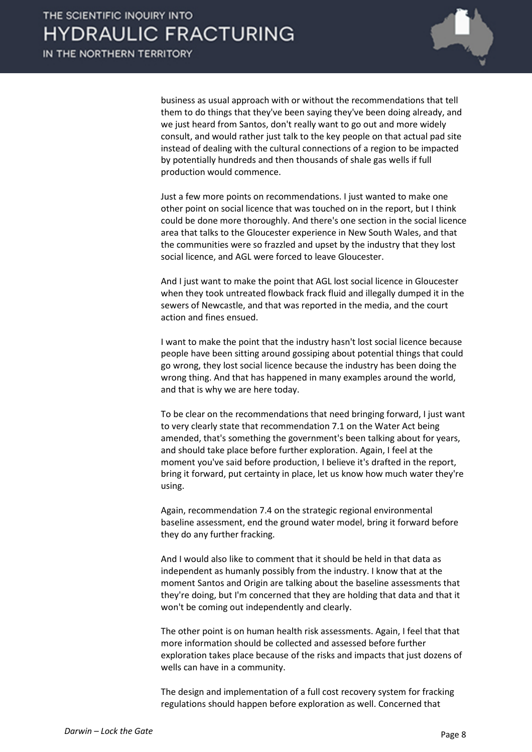business as usual approach with or without the recommendations that tell them to do things that they've been saying they've been doing already, and we just heard from Santos, don't really want to go out and more widely consult, and would rather just talk to the key people on that actual pad site instead of dealing with the cultural connections of a region to be impacted by potentially hundreds and then thousands of shale gas wells if full production would commence.

Just a few more points on recommendations. I just wanted to make one other point on social licence that was touched on in the report, but I think could be done more thoroughly. And there's one section in the social licence area that talks to the Gloucester experience in New South Wales, and that the communities were so frazzled and upset by the industry that they lost social licence, and AGL were forced to leave Gloucester.

And I just want to make the point that AGL lost social licence in Gloucester when they took untreated flowback frack fluid and illegally dumped it in the sewers of Newcastle, and that was reported in the media, and the court action and fines ensued.

I want to make the point that the industry hasn't lost social licence because people have been sitting around gossiping about potential things that could go wrong, they lost social licence because the industry has been doing the wrong thing. And that has happened in many examples around the world, and that is why we are here today.

To be clear on the recommendations that need bringing forward, I just want to very clearly state that recommendation 7.1 on the Water Act being amended, that's something the government's been talking about for years, and should take place before further exploration. Again, I feel at the moment you've said before production, I believe it's drafted in the report, bring it forward, put certainty in place, let us know how much water they're using.

Again, recommendation 7.4 on the strategic regional environmental baseline assessment, end the ground water model, bring it forward before they do any further fracking.

And I would also like to comment that it should be held in that data as independent as humanly possibly from the industry. I know that at the moment Santos and Origin are talking about the baseline assessments that they're doing, but I'm concerned that they are holding that data and that it won't be coming out independently and clearly.

The other point is on human health risk assessments. Again, I feel that that more information should be collected and assessed before further exploration takes place because of the risks and impacts that just dozens of wells can have in a community.

The design and implementation of a full cost recovery system for fracking regulations should happen before exploration as well. Concerned that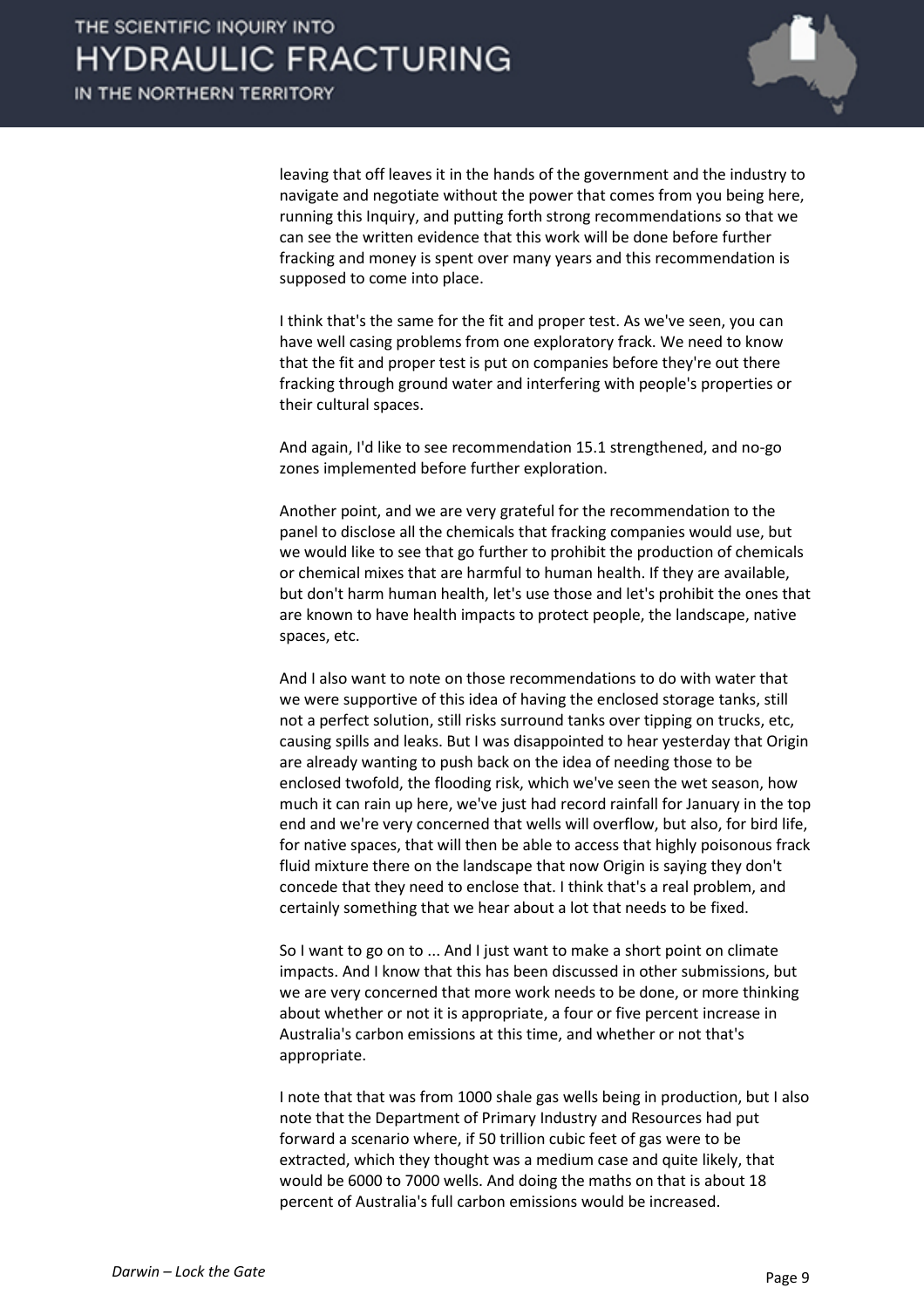leaving that off leaves it in the hands of the government and the industry to navigate and negotiate without the power that comes from you being here, running this Inquiry, and putting forth strong recommendations so that we can see the written evidence that this work will be done before further fracking and money is spent over many years and this recommendation is supposed to come into place.

I think that's the same for the fit and proper test. As we've seen, you can have well casing problems from one exploratory frack. We need to know that the fit and proper test is put on companies before they're out there fracking through ground water and interfering with people's properties or their cultural spaces.

And again, I'd like to see recommendation 15.1 strengthened, and no-go zones implemented before further exploration.

Another point, and we are very grateful for the recommendation to the panel to disclose all the chemicals that fracking companies would use, but we would like to see that go further to prohibit the production of chemicals or chemical mixes that are harmful to human health. If they are available, but don't harm human health, let's use those and let's prohibit the ones that are known to have health impacts to protect people, the landscape, native spaces, etc.

And I also want to note on those recommendations to do with water that we were supportive of this idea of having the enclosed storage tanks, still not a perfect solution, still risks surround tanks over tipping on trucks, etc, causing spills and leaks. But I was disappointed to hear yesterday that Origin are already wanting to push back on the idea of needing those to be enclosed twofold, the flooding risk, which we've seen the wet season, how much it can rain up here, we've just had record rainfall for January in the top end and we're very concerned that wells will overflow, but also, for bird life, for native spaces, that will then be able to access that highly poisonous frack fluid mixture there on the landscape that now Origin is saying they don't concede that they need to enclose that. I think that's a real problem, and certainly something that we hear about a lot that needs to be fixed.

So I want to go on to ... And I just want to make a short point on climate impacts. And I know that this has been discussed in other submissions, but we are very concerned that more work needs to be done, or more thinking about whether or not it is appropriate, a four or five percent increase in Australia's carbon emissions at this time, and whether or not that's appropriate.

I note that that was from 1000 shale gas wells being in production, but I also note that the Department of Primary Industry and Resources had put forward a scenario where, if 50 trillion cubic feet of gas were to be extracted, which they thought was a medium case and quite likely, that would be 6000 to 7000 wells. And doing the maths on that is about 18 percent of Australia's full carbon emissions would be increased.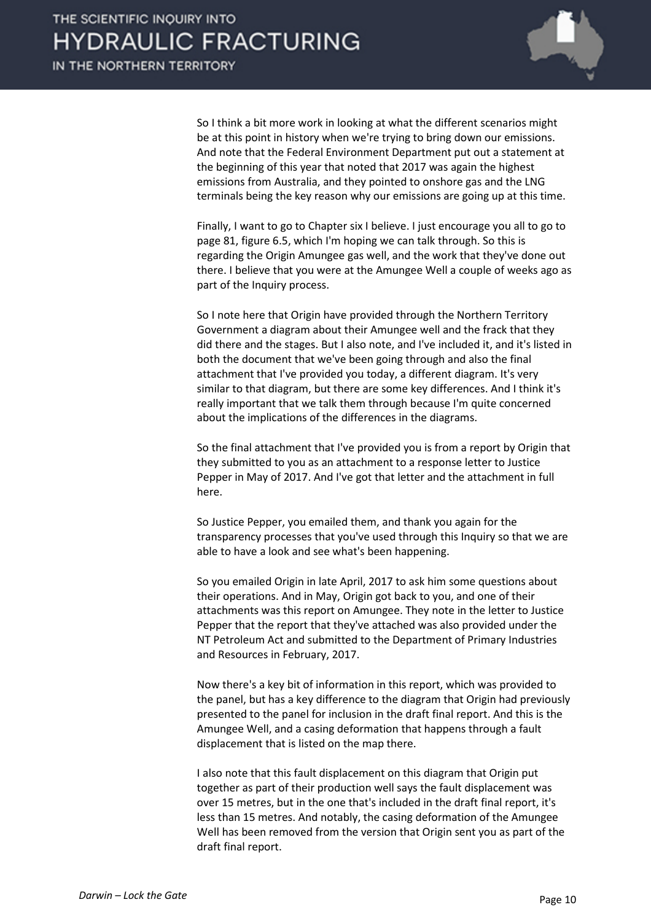So I think a bit more work in looking at what the different scenarios might be at this point in history when we're trying to bring down our emissions. And note that the Federal Environment Department put out a statement at the beginning of this year that noted that 2017 was again the highest emissions from Australia, and they pointed to onshore gas and the LNG terminals being the key reason why our emissions are going up at this time.

Finally, I want to go to Chapter six I believe. I just encourage you all to go to page 81, figure 6.5, which I'm hoping we can talk through. So this is regarding the Origin Amungee gas well, and the work that they've done out there. I believe that you were at the Amungee Well a couple of weeks ago as part of the Inquiry process.

So I note here that Origin have provided through the Northern Territory Government a diagram about their Amungee well and the frack that they did there and the stages. But I also note, and I've included it, and it's listed in both the document that we've been going through and also the final attachment that I've provided you today, a different diagram. It's very similar to that diagram, but there are some key differences. And I think it's really important that we talk them through because I'm quite concerned about the implications of the differences in the diagrams.

So the final attachment that I've provided you is from a report by Origin that they submitted to you as an attachment to a response letter to Justice Pepper in May of 2017. And I've got that letter and the attachment in full here.

So Justice Pepper, you emailed them, and thank you again for the transparency processes that you've used through this Inquiry so that we are able to have a look and see what's been happening.

So you emailed Origin in late April, 2017 to ask him some questions about their operations. And in May, Origin got back to you, and one of their attachments was this report on Amungee. They note in the letter to Justice Pepper that the report that they've attached was also provided under the NT Petroleum Act and submitted to the Department of Primary Industries and Resources in February, 2017.

Now there's a key bit of information in this report, which was provided to the panel, but has a key difference to the diagram that Origin had previously presented to the panel for inclusion in the draft final report. And this is the Amungee Well, and a casing deformation that happens through a fault displacement that is listed on the map there.

I also note that this fault displacement on this diagram that Origin put together as part of their production well says the fault displacement was over 15 metres, but in the one that's included in the draft final report, it's less than 15 metres. And notably, the casing deformation of the Amungee Well has been removed from the version that Origin sent you as part of the draft final report.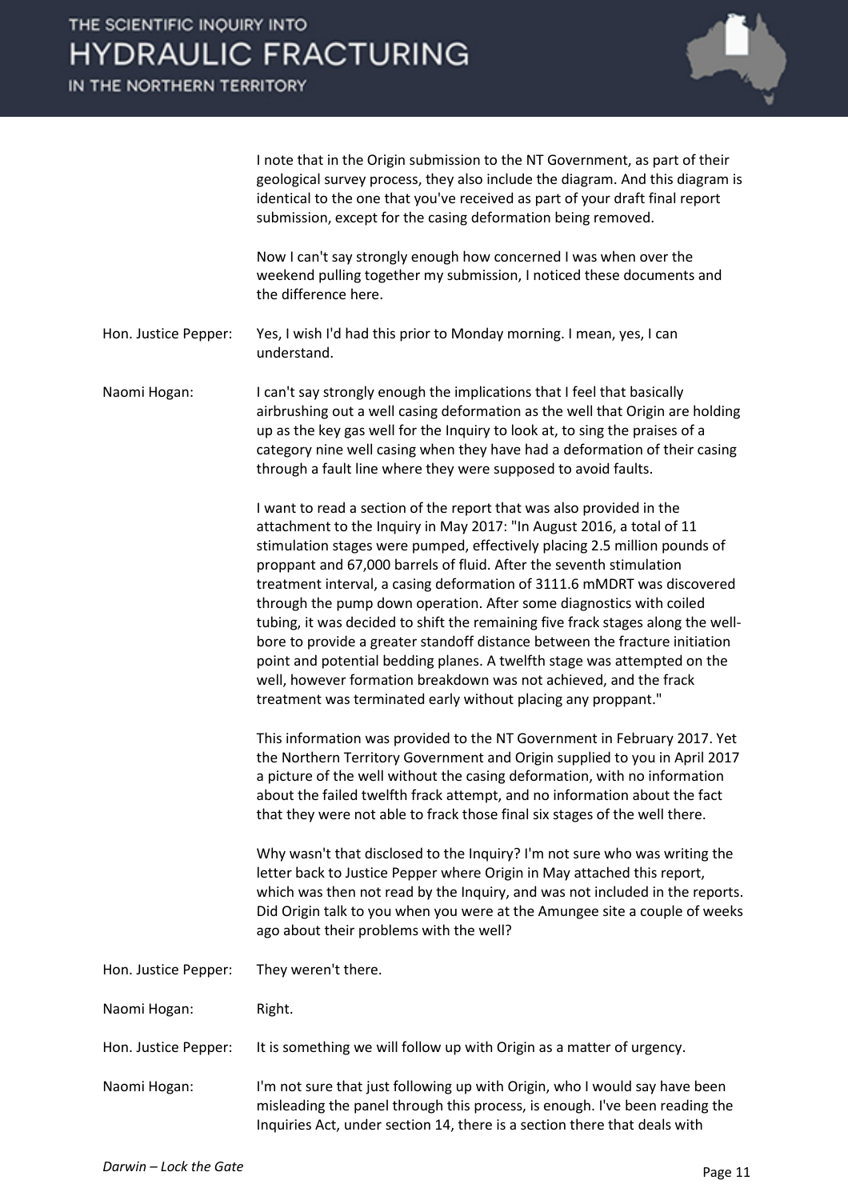I note that in the Origin submission to the NT Government, as part of their geological survey process, they also include the diagram. And this diagram is identical to the one that you've received as part of your draft final report submission, except for the casing deformation being removed.

Now I can't say strongly enough how concerned I was when over the weekend pulling together my submission, I noticed these documents and the difference here.

**Hon. Justice Pepper:** Yes, I wish I'd had this prior to Monday morning. I mean, yes, I can understand.

**Naomi Hogan:** I can't say strongly enough the implications that I feel that basically airbrushing out a well casing deformation as the well that Origin are holding up as the key gas well for the Inquiry to look at, to sing the praises of a category nine well casing when they have had a deformation of their casing through a fault line where they were supposed to avoid faults.

I want to read a section of the report that was also provided in the attachment to the Inquiry in May 2017: "In August 2016, a total of 11 stimulation stages were pumped, effectively placing 2.5 million pounds of proppant and 67,000 barrels of fluid. After the seventh stimulation treatment interval, a casing deformation of 3111.6 mMDRT was discovered through the pump down operation. After some diagnostics with coiled tubing, it was decided to shift the remaining five frack stages along the well-bore to provide a greater standoff distance between the fracture initiation point and potential bedding planes. A twelfth stage was attempted on the well, however formation breakdown was not achieved, and the frack treatment was terminated early without placing any proppant."

This information was provided to the NT Government in February 2017. Yet the Northern Territory Government and Origin supplied to you in April 2017 a picture of the well without the casing deformation, with no information about the failed twelfth frack attempt, and no information about the fact that they were not able to frack those final six stages of the well there.

Why wasn't that disclosed to the Inquiry? I'm not sure who was writing the letter back to Justice Pepper where Origin in May attached this report, which was then not read by the Inquiry, and was not included in the reports. Did Origin talk to you when you were at the Amungee site a couple of weeks ago about their problems with the well?

**Hon. Justice Pepper:** They weren't there.

**Naomi Hogan:** Right.

**Hon. Justice Pepper:** It is something we will follow up with Origin as a matter of urgency.

**Naomi Hogan:** I'm not sure that just following up with Origin, who I would say have been misleading the panel through this process, is enough. I've been reading the Inquiries Act, under section 14, there is a section there that deals with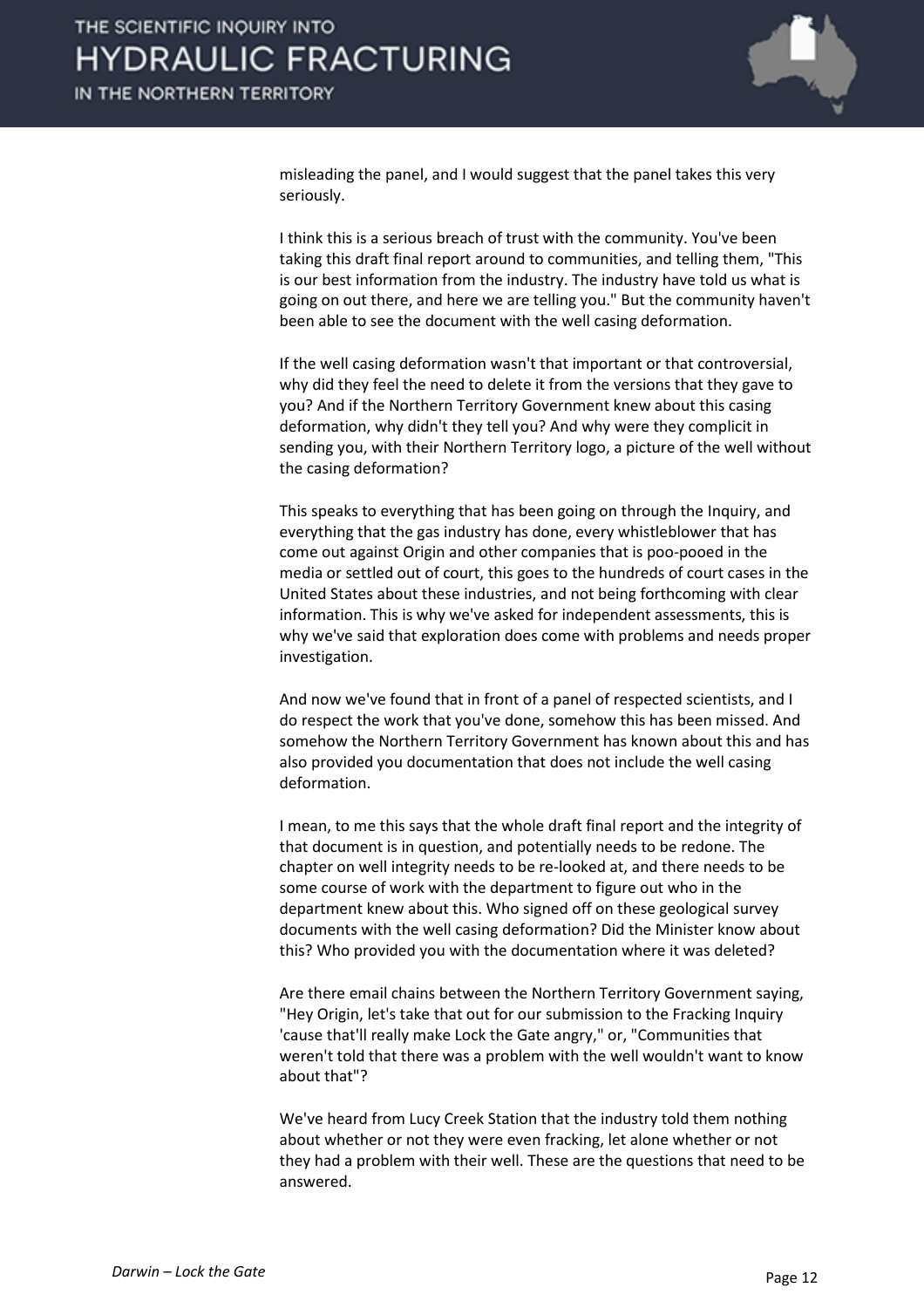misleading the panel, and I would suggest that the panel takes this very seriously.

I think this is a serious breach of trust with the community. You've been taking this draft final report around to communities, and telling them, "This is our best information from the industry. The industry have told us what is going on out there, and here we are telling you." But the community haven't been able to see the document with the well casing deformation.

If the well casing deformation wasn't that important or that controversial, why did they feel the need to delete it from the versions that they gave to you? And if the Northern Territory Government knew about this casing deformation, why didn't they tell you? And why were they complicit in sending you, with their Northern Territory logo, a picture of the well without the casing deformation?

This speaks to everything that has been going on through the Inquiry, and everything that the gas industry has done, every whistleblower that has come out against Origin and other companies that is poo-pooed in the media or settled out of court, this goes to the hundreds of court cases in the United States about these industries, and not being forthcoming with clear information. This is why we've asked for independent assessments, this is why we've said that exploration does come with problems and needs proper investigation.

And now we've found that in front of a panel of respected scientists, and I do respect the work that you've done, somehow this has been missed. And somehow the Northern Territory Government has known about this and has also provided you documentation that does not include the well casing deformation.

I mean, to me this says that the whole draft final report and the integrity of that document is in question, and potentially needs to be redone. The chapter on well integrity needs to be re-looked at, and there needs to be some course of work with the department to figure out who in the department knew about this. Who signed off on these geological survey documents with the well casing deformation? Did the Minister know about this? Who provided you with the documentation where it was deleted?

Are there email chains between the Northern Territory Government saying, "Hey Origin, let's take that out for our submission to the Fracking Inquiry 'cause that'll really make Lock the Gate angry," or, "Communities that weren't told that there was a problem with the well wouldn't want to know about that"?

We've heard from Lucy Creek Station that the industry told them nothing about whether or not they were even fracking, let alone whether or not they had a problem with their well. These are the questions that need to be answered.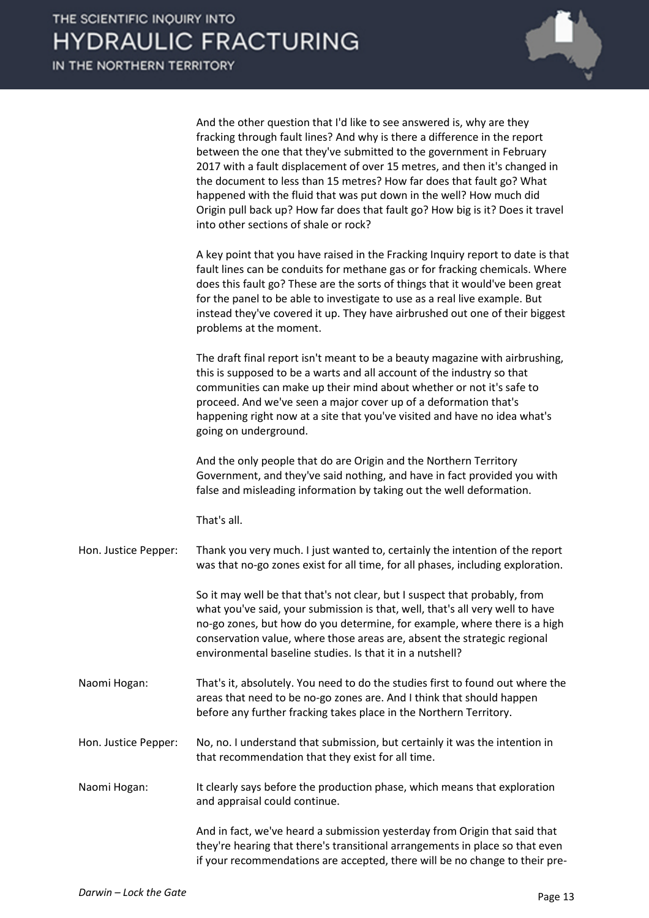And the other question that I'd like to see answered is, why are they fracking through fault lines? And why is there a difference in the report between the one that they've submitted to the government in February 2017 with a fault displacement of over 15 metres, and then it's changed in the document to less than 15 metres? How far does that fault go? What happened with the fluid that was put down in the well? How much did Origin pull back up? How far does that fault go? How big is it? Does it travel into other sections of shale or rock?

A key point that you have raised in the Fracking Inquiry report to date is that fault lines can be conduits for methane gas or for fracking chemicals. Where does this fault go? These are the sorts of things that it would've been great for the panel to be able to investigate to use as a real live example. But instead they've covered it up. They have airbrushed out one of their biggest problems at the moment.

The draft final report isn't meant to be a beauty magazine with airbrushing, this is supposed to be a warts and all account of the industry so that communities can make up their mind about whether or not it's safe to proceed. And we've seen a major cover up of a deformation that's happening right now at a site that you've visited and have no idea what's going on underground.

And the only people that do are Origin and the Northern Territory Government, and they've said nothing, and have in fact provided you with false and misleading information by taking out the well deformation.

That's all.

Hon. Justice Pepper: Thank you very much. I just wanted to, certainly the intention of the report was that no-go zones exist for all time, for all phases, including exploration.

So it may well be that that's not clear, but I suspect that probably, from what you've said, your submission is that, well, that's all very well to have no-go zones, but how do you determine, for example, where there is a high conservation value, where those areas are, absent the strategic regional environmental baseline studies. Is that it in a nutshell?

Naomi Hogan: That's it, absolutely. You need to do the studies first to found out where the areas that need to be no-go zones are. And I think that should happen before any further fracking takes place in the Northern Territory.

Hon. Justice Pepper: No, no. I understand that submission, but certainly it was the intention in that recommendation that they exist for all time.

Naomi Hogan: It clearly says before the production phase, which means that exploration and appraisal could continue.

And in fact, we've heard a submission yesterday from Origin that said that they're hearing that there's transitional arrangements in place so that even if your recommendations are accepted, there will be no change to their pre-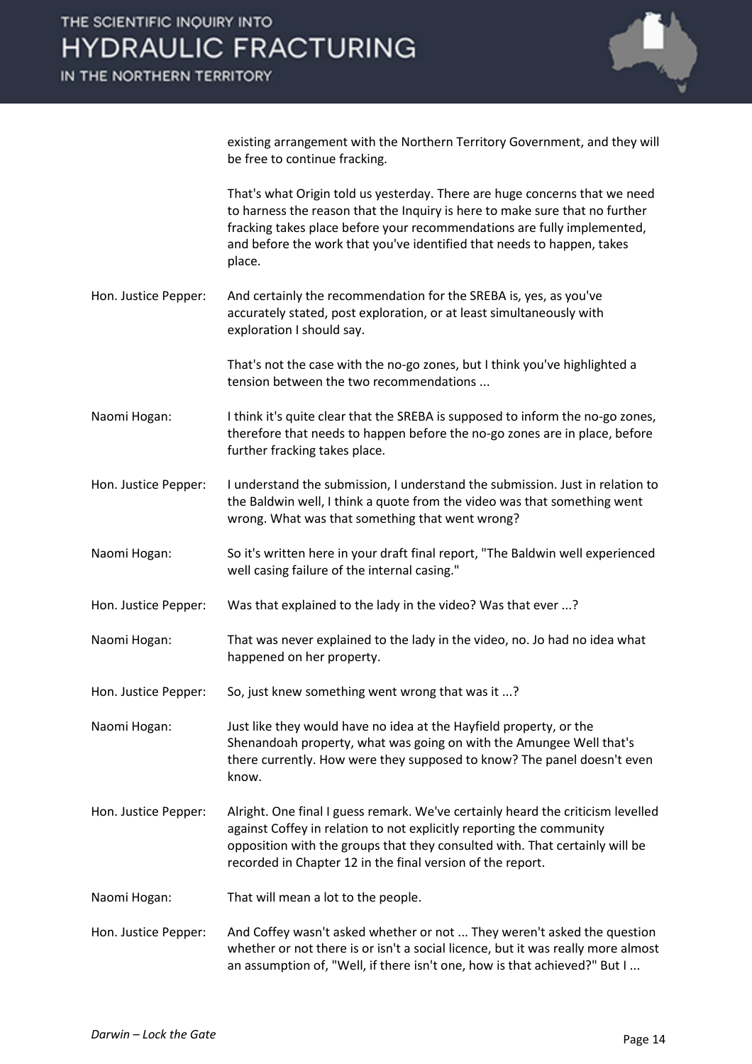existing arrangement with the Northern Territory Government, and they will be free to continue fracking.

That's what Origin told us yesterday. There are huge concerns that we need to harness the reason that the Inquiry is here to make sure that no further fracking takes place before your recommendations are fully implemented, and before the work that you've identified that needs to happen, takes place.

Hon. Justice Pepper: And certainly the recommendation for the SREBA is, yes, as you've accurately stated, post exploration, or at least simultaneously with exploration I should say.

That's not the case with the no-go zones, but I think you've highlighted a tension between the two recommendations ...

Naomi Hogan: I think it's quite clear that the SREBA is supposed to inform the no-go zones, therefore that needs to happen before the no-go zones are in place, before further fracking takes place.

Hon. Justice Pepper: I understand the submission, I understand the submission. Just in relation to the Baldwin well, I think a quote from the video was that something went wrong. What was that something that went wrong?

Naomi Hogan: So it's written here in your draft final report, "The Baldwin well experienced well casing failure of the internal casing."

Hon. Justice Pepper: Was that explained to the lady in the video? Was that ever ...?

Naomi Hogan: That was never explained to the lady in the video, no. Jo had no idea what happened on her property.

Hon. Justice Pepper: So, just knew something went wrong that was it ...?

Naomi Hogan: Just like they would have no idea at the Hayfield property, or the Shenandoah property, what was going on with the Amungee Well that's there currently. How were they supposed to know? The panel doesn't even know.

Hon. Justice Pepper: Alright. One final I guess remark. We've certainly heard the criticism levelled against Coffey in relation to not explicitly reporting the community opposition with the groups that they consulted with. That certainly will be recorded in Chapter 12 in the final version of the report.

Naomi Hogan: That will mean a lot to the people.

Hon. Justice Pepper: And Coffey wasn't asked whether or not ... They weren't asked the question whether or not there is or isn't a social licence, but it was really more almost an assumption of, "Well, if there isn't one, how is that achieved?" But I ...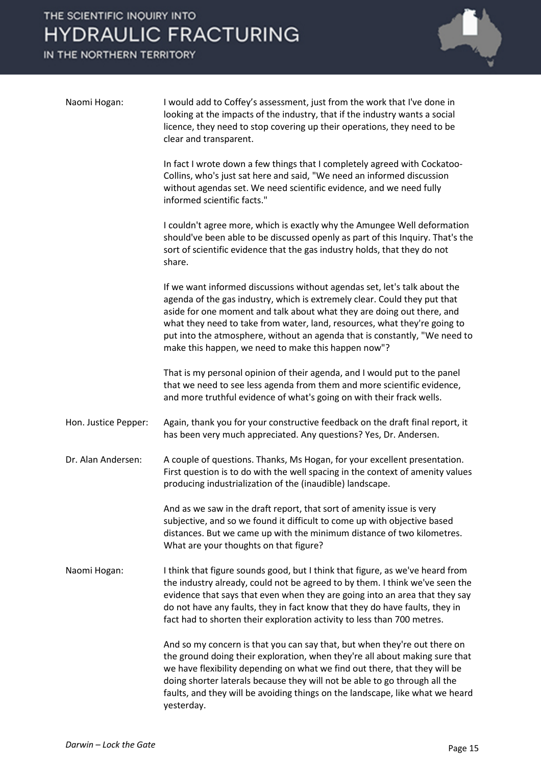**Naomi Hogan:** I would add to Coffey's assessment, just from the work that I've done in looking at the impacts of the industry, that if the industry wants a social licence, they need to stop covering up their operations, they need to be clear and transparent.

In fact I wrote down a few things that I completely agreed with Cockatoo-Collins, who's just sat here and said, "We need an informed discussion without agendas set. We need scientific evidence, and we need fully informed scientific facts."

I couldn't agree more, which is exactly why the Amungee Well deformation should've been able to be discussed openly as part of this Inquiry. That's the sort of scientific evidence that the gas industry holds, that they do not share.

If we want informed discussions without agendas set, let's talk about the agenda of the gas industry, which is extremely clear. Could they put that aside for one moment and talk about what they are doing out there, and what they need to take from water, land, resources, what they're going to put into the atmosphere, without an agenda that is constantly, "We need to make this happen, we need to make this happen now"?

That is my personal opinion of their agenda, and I would put to the panel that we need to see less agenda from them and more scientific evidence, and more truthful evidence of what's going on with their frack wells.

**Hon. Justice Pepper:** Again, thank you for your constructive feedback on the draft final report, it has been very much appreciated. Any questions? Yes, Dr. Andersen.

**Dr. Alan Andersen:** A couple of questions. Thanks, Ms Hogan, for your excellent presentation. First question is to do with the well spacing in the context of amenity values producing industrialization of the (inaudible) landscape.

And as we saw in the draft report, that sort of amenity issue is very subjective, and so we found it difficult to come up with objective based distances. But we came up with the minimum distance of two kilometres. What are your thoughts on that figure?

**Naomi Hogan:** I think that figure sounds good, but I think that figure, as we've heard from the industry already, could not be agreed to by them. I think we've seen the evidence that says that even when they are going into an area that they say do not have any faults, they in fact know that they do have faults, they in fact had to shorten their exploration activity to less than 700 metres.

And so my concern is that you can say that, but when they're out there on the ground doing their exploration, when they're all about making sure that we have flexibility depending on what we find out there, that they will be doing shorter laterals because they will not be able to go through all the faults, and they will be avoiding things on the landscape, like what we heard yesterday.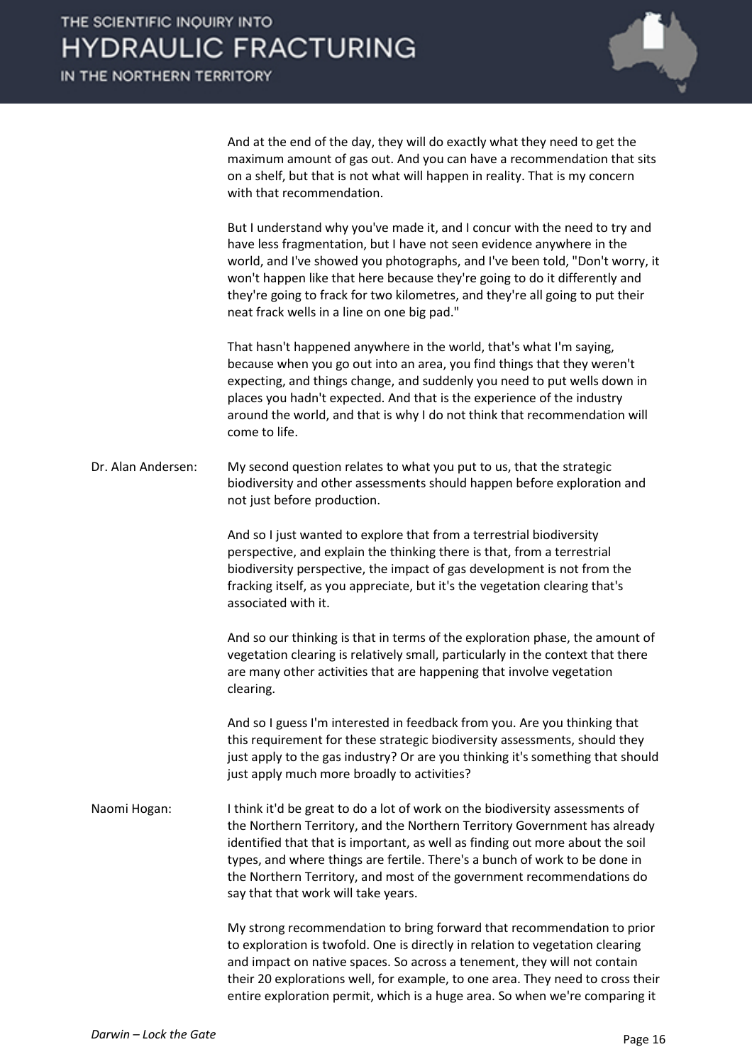And at the end of the day, they will do exactly what they need to get the maximum amount of gas out. And you can have a recommendation that sits on a shelf, but that is not what will happen in reality. That is my concern with that recommendation.

But I understand why you've made it, and I concur with the need to try and have less fragmentation, but I have not seen evidence anywhere in the world, and I've showed you photographs, and I've been told, "Don't worry, it won't happen like that here because they're going to do it differently and they're going to frack for two kilometres, and they're all going to put their neat frack wells in a line on one big pad."

That hasn't happened anywhere in the world, that's what I'm saying, because when you go out into an area, you find things that they weren't expecting, and things change, and suddenly you need to put wells down in places you hadn't expected. And that is the experience of the industry around the world, and that is why I do not think that recommendation will come to life.

Dr. Alan Andersen: My second question relates to what you put to us, that the strategic biodiversity and other assessments should happen before exploration and not just before production.

And so I just wanted to explore that from a terrestrial biodiversity perspective, and explain the thinking there is that, from a terrestrial biodiversity perspective, the impact of gas development is not from the fracking itself, as you appreciate, but it's the vegetation clearing that's associated with it.

And so our thinking is that in terms of the exploration phase, the amount of vegetation clearing is relatively small, particularly in the context that there are many other activities that are happening that involve vegetation clearing.

And so I guess I'm interested in feedback from you. Are you thinking that this requirement for these strategic biodiversity assessments, should they just apply to the gas industry? Or are you thinking it's something that should just apply much more broadly to activities?

Naomi Hogan: I think it'd be great to do a lot of work on the biodiversity assessments of the Northern Territory, and the Northern Territory Government has already identified that that is important, as well as finding out more about the soil types, and where things are fertile. There's a bunch of work to be done in the Northern Territory, and most of the government recommendations do say that that work will take years.

My strong recommendation to bring forward that recommendation to prior to exploration is twofold. One is directly in relation to vegetation clearing and impact on native spaces. So across a tenement, they will not contain their 20 explorations well, for example, to one area. They need to cross their entire exploration permit, which is a huge area. So when we're comparing it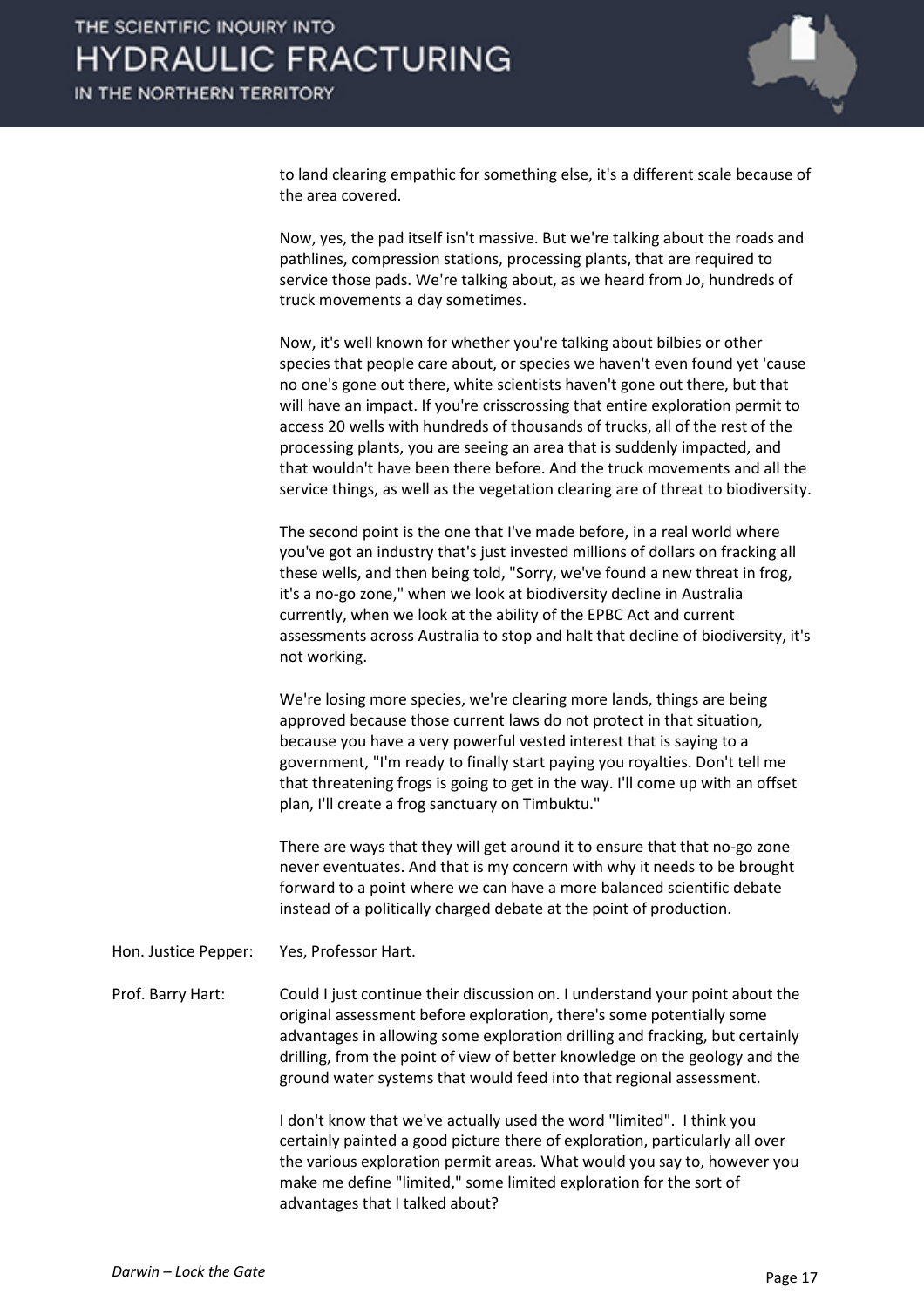to land clearing empathic for something else, it's a different scale because of the area covered.

Now, yes, the pad itself isn't massive. But we're talking about the roads and pathlines, compression stations, processing plants, that are required to service those pads. We're talking about, as we heard from Jo, hundreds of truck movements a day sometimes.

Now, it's well known for whether you're talking about bilbies or other species that people care about, or species we haven't even found yet 'cause no one's gone out there, white scientists haven't gone out there, but that will have an impact. If you're crisscrossing that entire exploration permit to access 20 wells with hundreds of thousands of trucks, all of the rest of the processing plants, you are seeing an area that is suddenly impacted, and that wouldn't have been there before. And the truck movements and all the service things, as well as the vegetation clearing are of threat to biodiversity.

The second point is the one that I've made before, in a real world where you've got an industry that's just invested millions of dollars on fracking all these wells, and then being told, "Sorry, we've found a new threat in frog, it's a no-go zone," when we look at biodiversity decline in Australia currently, when we look at the ability of the EPBC Act and current assessments across Australia to stop and halt that decline of biodiversity, it's not working.

We're losing more species, we're clearing more lands, things are being approved because those current laws do not protect in that situation, because you have a very powerful vested interest that is saying to a government, "I'm ready to finally start paying you royalties. Don't tell me that threatening frogs is going to get in the way. I'll come up with an offset plan, I'll create a frog sanctuary on Timbuktu."

There are ways that they will get around it to ensure that that no-go zone never eventuates. And that is my concern with why it needs to be brought forward to a point where we can have a more balanced scientific debate instead of a politically charged debate at the point of production.

Hon. Justice Pepper: Yes, Professor Hart.

Prof. Barry Hart: Could I just continue their discussion on. I understand your point about the original assessment before exploration, there's some potentially some advantages in allowing some exploration drilling and fracking, but certainly drilling, from the point of view of better knowledge on the geology and the ground water systems that would feed into that regional assessment.

I don't know that we've actually used the word "limited". I think you certainly painted a good picture there of exploration, particularly all over the various exploration permit areas. What would you say to, however you make me define "limited," some limited exploration for the sort of advantages that I talked about?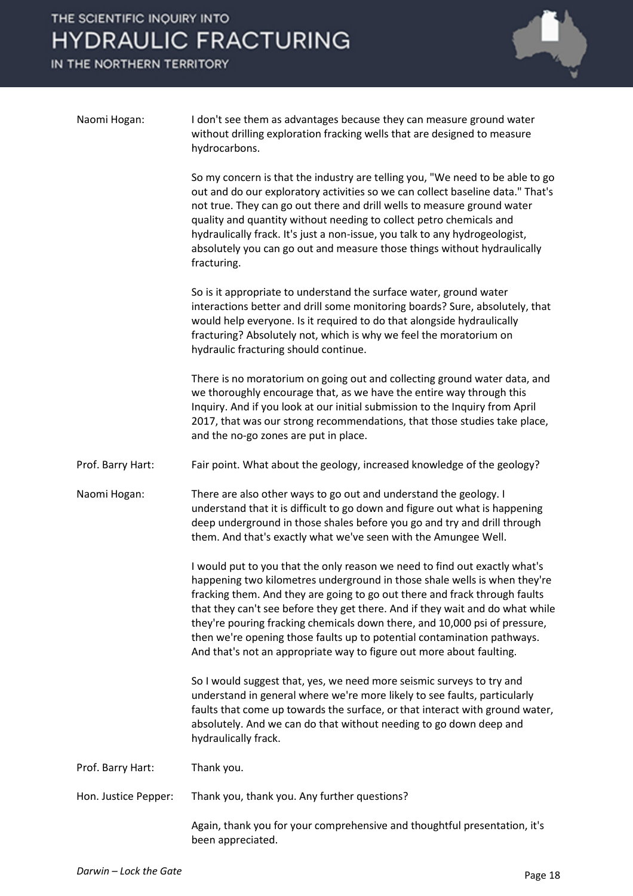**Naomi Hogan:** I don't see them as advantages because they can measure ground water without drilling exploration fracking wells that are designed to measure hydrocarbons.

So my concern is that the industry are telling you, "We need to be able to go out and do our exploratory activities so we can collect baseline data." That's not true. They can go out there and drill wells to measure ground water quality and quantity without needing to collect petro chemicals and hydraulically frack. It's just a non-issue, you talk to any hydrogeologist, absolutely you can go out and measure those things without hydraulically fracturing.

So is it appropriate to understand the surface water, ground water interactions better and drill some monitoring boards? Sure, absolutely, that would help everyone. Is it required to do that alongside hydraulically fracturing? Absolutely not, which is why we feel the moratorium on hydraulic fracturing should continue.

There is no moratorium on going out and collecting ground water data, and we thoroughly encourage that, as we have the entire way through this Inquiry. And if you look at our initial submission to the Inquiry from April 2017, that was our strong recommendations, that those studies take place, and the no-go zones are put in place.

**Prof. Barry Hart:** Fair point. What about the geology, increased knowledge of the geology?

**Naomi Hogan:** There are also other ways to go out and understand the geology. I understand that it is difficult to go down and figure out what is happening deep underground in those shales before you go and try and drill through them. And that's exactly what we've seen with the Amungee Well.

I would put to you that the only reason we need to find out exactly what's happening two kilometres underground in those shale wells is when they're fracking them. And they are going to go out there and frack through faults that they can't see before they get there. And if they wait and do what while they're pouring fracking chemicals down there, and 10,000 psi of pressure, then we're opening those faults up to potential contamination pathways. And that's not an appropriate way to figure out more about faulting.

So I would suggest that, yes, we need more seismic surveys to try and understand in general where we're more likely to see faults, particularly faults that come up towards the surface, or that interact with ground water, absolutely. And we can do that without needing to go down deep and hydraulically frack.

**Prof. Barry Hart:** Thank you.

**Hon. Justice Pepper:** Thank you, thank you. Any further questions?

Again, thank you for your comprehensive and thoughtful presentation, it's been appreciated.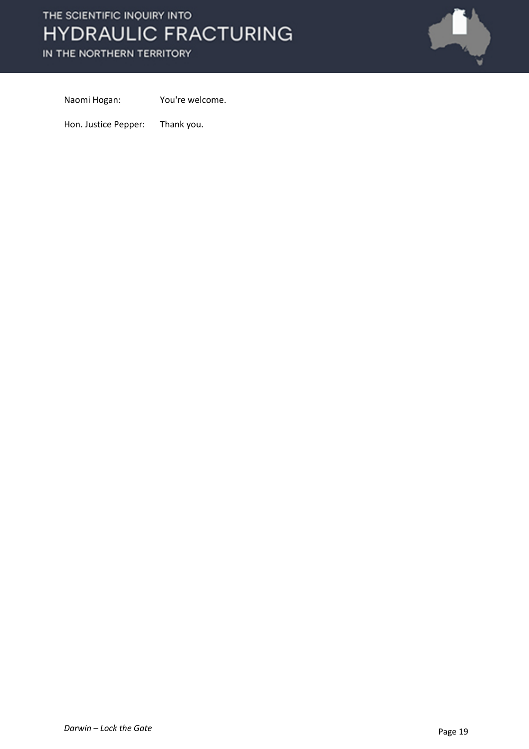Naomi Hogan: You're welcome.

Hon. Justice Pepper: Thank you.